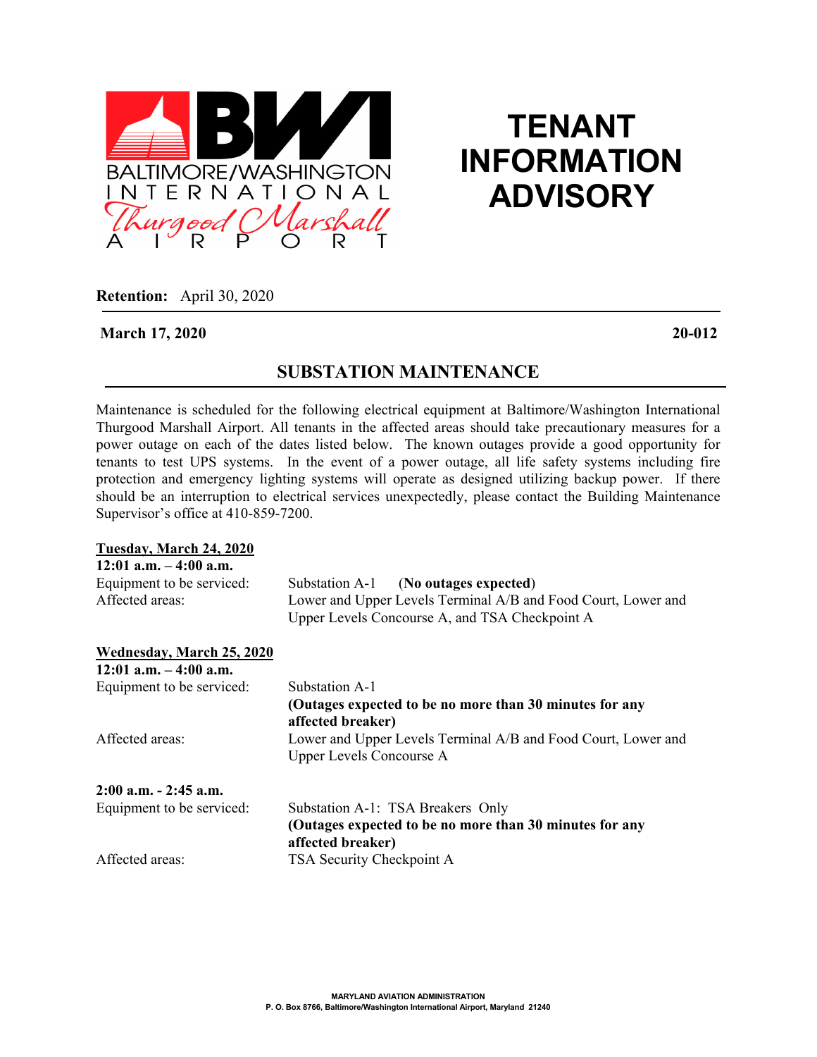BALTIMORE/WASHINGTON INTERNATIONAL Thurgood Marshall AIRPORT

# TENANT INFORMATION ADVISORY

**Retention:** April 30, 2020

**March 17, 2020** **20-012**

## SUBSTATION MAINTENANCE

Maintenance is scheduled for the following electrical equipment at Baltimore/Washington International Thurgood Marshall Airport. All tenants in the affected areas should take precautionary measures for a power outage on each of the dates listed below. The known outages provide a good opportunity for tenants to test UPS systems. In the event of a power outage, all life safety systems including fire protection and emergency lighting systems will operate as designed utilizing backup power. If there should be an interruption to electrical services unexpectedly, please contact the Building Maintenance Supervisor's office at 410-859-7200.

**Tuesday, March 24, 2020**

**12:01 a.m. – 4:00 a.m.**

Equipment to be serviced: Substation A-1 (**No outages expected**)

Affected areas: Lower and Upper Levels Terminal A/B and Food Court, Lower and Upper Levels Concourse A, and TSA Checkpoint A

**Wednesday, March 25, 2020**

**12:01 a.m. – 4:00 a.m.**

Equipment to be serviced: Substation A-1 **(Outages expected to be no more than 30 minutes for any affected breaker)**

Affected areas: Lower and Upper Levels Terminal A/B and Food Court, Lower and Upper Levels Concourse A

**2:00 a.m. - 2:45 a.m.**

Equipment to be serviced: Substation A-1: TSA Breakers Only **(Outages expected to be no more than 30 minutes for any affected breaker)**

Affected areas: TSA Security Checkpoint A

MARYLAND AVIATION ADMINISTRATION
P. O. Box 8766, Baltimore/Washington International Airport, Maryland 21240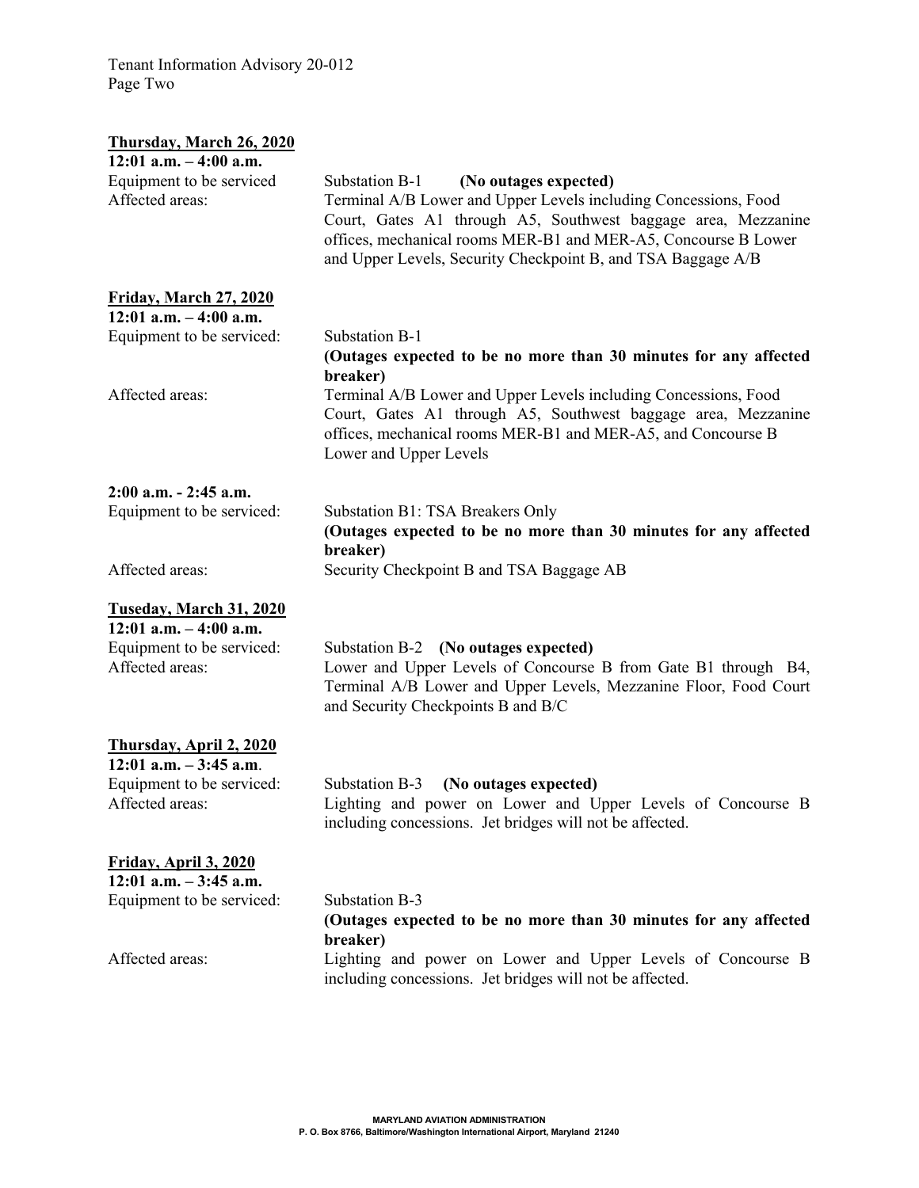**<u>Thursday, March 26, 2020</u>**
**12:01 a.m. – 4:00 a.m.**

Equipment to be serviced: Substation B-1 **(No outages expected)**

Affected areas: Terminal A/B Lower and Upper Levels including Concessions, Food Court, Gates A1 through A5, Southwest baggage area, Mezzanine offices, mechanical rooms MER-B1 and MER-A5, Concourse B Lower and Upper Levels, Security Checkpoint B, and TSA Baggage A/B

**<u>Friday, March 27, 2020</u>**
**12:01 a.m. – 4:00 a.m.**

Equipment to be serviced: Substation B-1
**(Outages expected to be no more than 30 minutes for any affected breaker)**

Affected areas: Terminal A/B Lower and Upper Levels including Concessions, Food Court, Gates A1 through A5, Southwest baggage area, Mezzanine offices, mechanical rooms MER-B1 and MER-A5, and Concourse B Lower and Upper Levels

**2:00 a.m. - 2:45 a.m.**

Equipment to be serviced: Substation B1: TSA Breakers Only
**(Outages expected to be no more than 30 minutes for any affected breaker)**

Affected areas: Security Checkpoint B and TSA Baggage AB

**<u>Tuseday, March 31, 2020</u>**
**12:01 a.m. – 4:00 a.m.**

Equipment to be serviced: Substation B-2 **(No outages expected)**

Affected areas: Lower and Upper Levels of Concourse B from Gate B1 through B4, Terminal A/B Lower and Upper Levels, Mezzanine Floor, Food Court and Security Checkpoints B and B/C

**<u>Thursday, April 2, 2020</u>**
**12:01 a.m. – 3:45 a.m**.

Equipment to be serviced: Substation B-3 **(No outages expected)**

Affected areas: Lighting and power on Lower and Upper Levels of Concourse B including concessions. Jet bridges will not be affected.

**<u>Friday, April 3, 2020</u>**
**12:01 a.m. – 3:45 a.m.**

Equipment to be serviced: Substation B-3
**(Outages expected to be no more than 30 minutes for any affected breaker)**

Affected areas: Lighting and power on Lower and Upper Levels of Concourse B including concessions. Jet bridges will not be affected.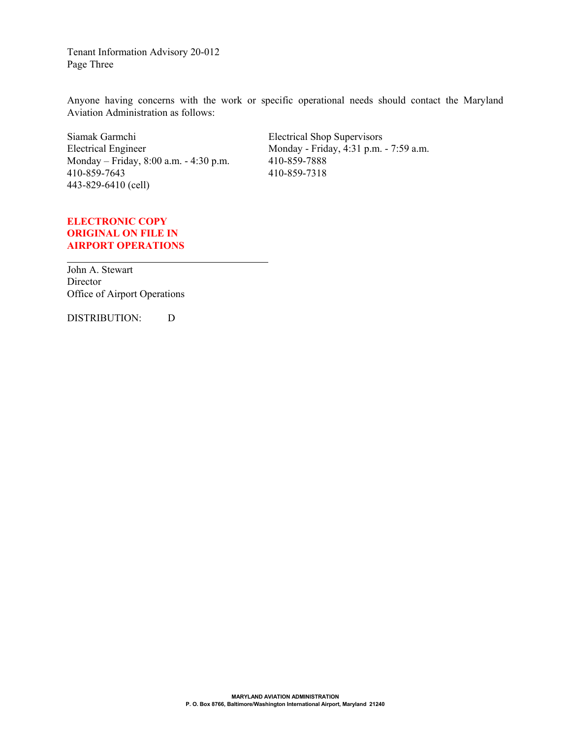Anyone having concerns with the work or specific operational needs should contact the Maryland Aviation Administration as follows:

Siamak Garmchi
Electrical Engineer
Monday – Friday, 8:00 a.m. - 4:30 p.m.
410-859-7643
443-829-6410 (cell)

Electrical Shop Supervisors
Monday - Friday, 4:31 p.m. - 7:59 a.m.
410-859-7888
410-859-7318

**ELECTRONIC COPY**
**ORIGINAL ON FILE IN**
**AIRPORT OPERATIONS**

John A. Stewart
Director
Office of Airport Operations

DISTRIBUTION: D

**MARYLAND AVIATION ADMINISTRATION**
**P. O. Box 8766, Baltimore/Washington International Airport, Maryland 21240**